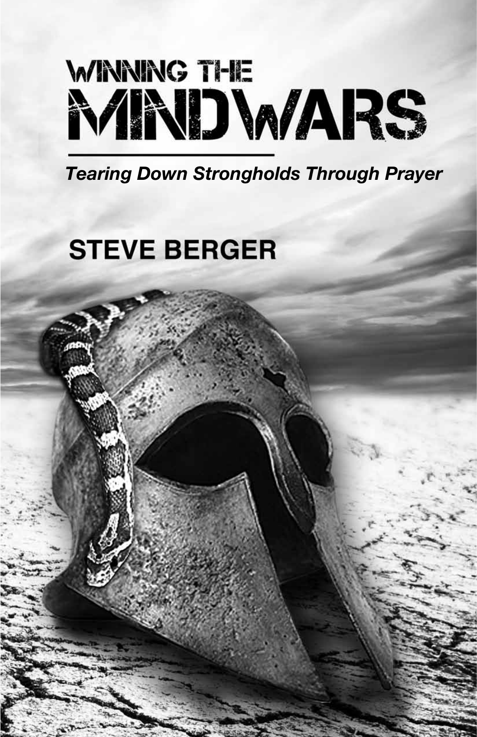# WINNING THE MINDWARS

***Tearing Down Strongholds Through Prayer***

**STEVE BERGER**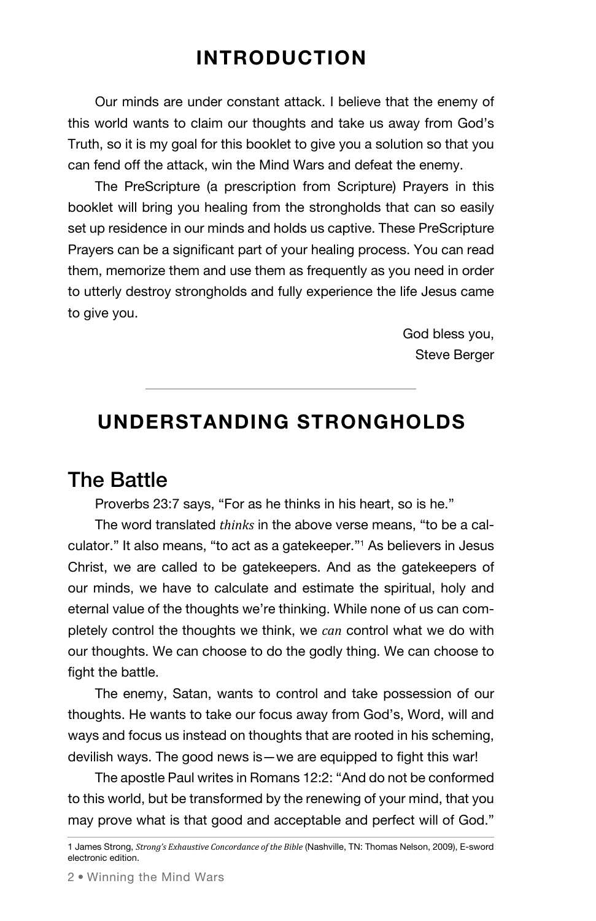# INTRODUCTION

Our minds are under constant attack. I believe that the enemy of this world wants to claim our thoughts and take us away from God's Truth, so it is my goal for this booklet to give you a solution so that you can fend off the attack, win the Mind Wars and defeat the enemy.

The PreScripture (a prescription from Scripture) Prayers in this booklet will bring you healing from the strongholds that can so easily set up residence in our minds and holds us captive. These PreScripture Prayers can be a significant part of your healing process. You can read them, memorize them and use them as frequently as you need in order to utterly destroy strongholds and fully experience the life Jesus came to give you.

God bless you,
Steve Berger

---

# UNDERSTANDING STRONGHOLDS

## The Battle

Proverbs 23:7 says, "For as he thinks in his heart, so is he."

The word translated *thinks* in the above verse means, "to be a calculator." It also means, "to act as a gatekeeper."[1] As believers in Jesus Christ, we are called to be gatekeepers. And as the gatekeepers of our minds, we have to calculate and estimate the spiritual, holy and eternal value of the thoughts we're thinking. While none of us can completely control the thoughts we think, we *can* control what we do with our thoughts. We can choose to do the godly thing. We can choose to fight the battle.

The enemy, Satan, wants to control and take possession of our thoughts. He wants to take our focus away from God's, Word, will and ways and focus us instead on thoughts that are rooted in his scheming, devilish ways. The good news is—we are equipped to fight this war!

The apostle Paul writes in Romans 12:2: "And do not be conformed to this world, but be transformed by the renewing of your mind, that you may prove what is that good and acceptable and perfect will of God."

---

1 James Strong, *Strong's Exhaustive Concordance of the Bible* (Nashville, TN: Thomas Nelson, 2009), E-sword electronic edition.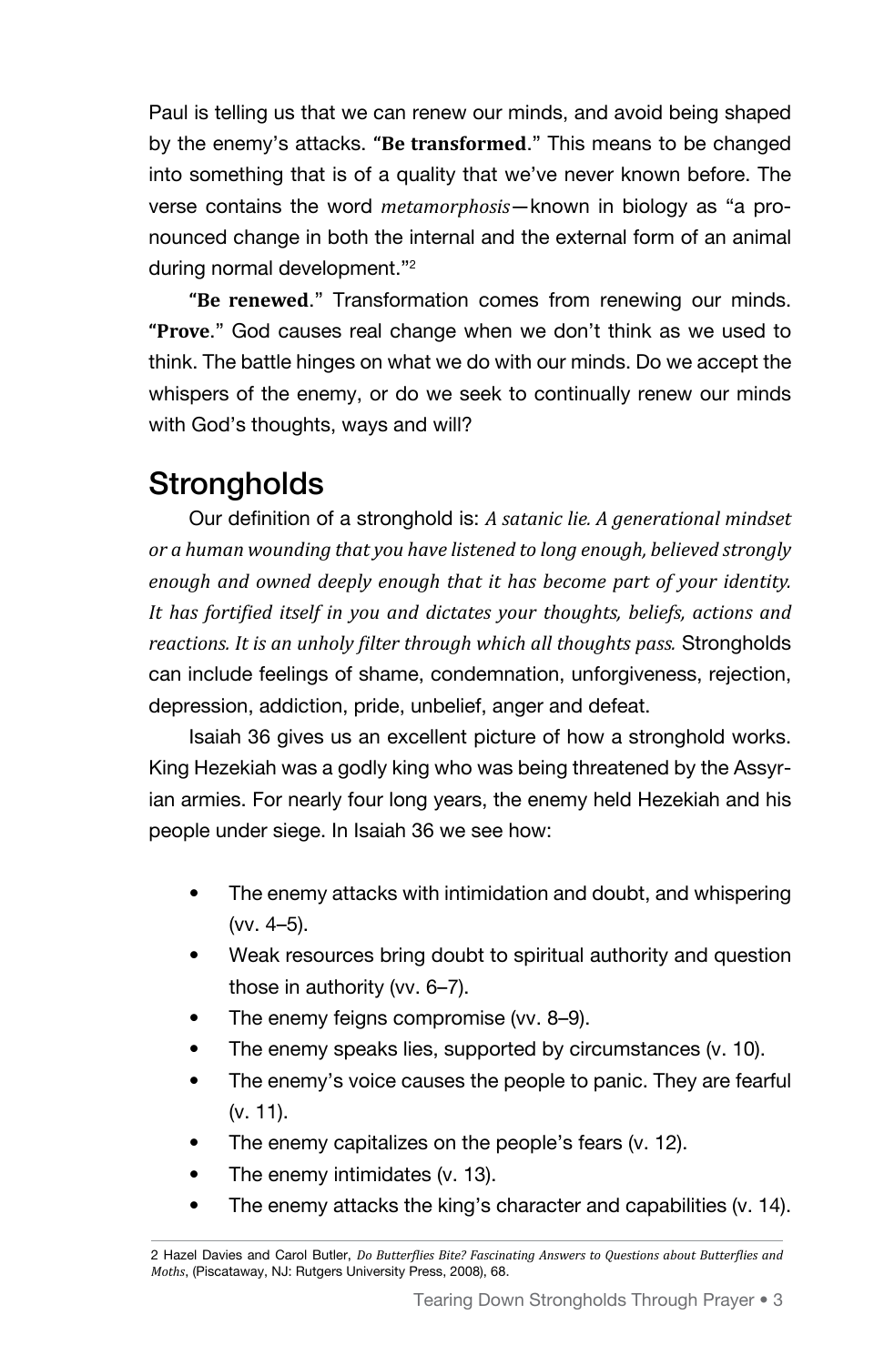Paul is telling us that we can renew our minds, and avoid being shaped by the enemy's attacks. **"Be transformed."** This means to be changed into something that is of a quality that we've never known before. The verse contains the word *metamorphosis*—known in biology as "a pronounced change in both the internal and the external form of an animal during normal development."[2]

**"Be renewed."** Transformation comes from renewing our minds. **"Prove."** God causes real change when we don't think as we used to think. The battle hinges on what we do with our minds. Do we accept the whispers of the enemy, or do we seek to continually renew our minds with God's thoughts, ways and will?

## Strongholds

Our definition of a stronghold is: *A satanic lie. A generational mindset or a human wounding that you have listened to long enough, believed strongly enough and owned deeply enough that it has become part of your identity. It has fortified itself in you and dictates your thoughts, beliefs, actions and reactions. It is an unholy filter through which all thoughts pass.* Strongholds can include feelings of shame, condemnation, unforgiveness, rejection, depression, addiction, pride, unbelief, anger and defeat.

Isaiah 36 gives us an excellent picture of how a stronghold works. King Hezekiah was a godly king who was being threatened by the Assyrian armies. For nearly four long years, the enemy held Hezekiah and his people under siege. In Isaiah 36 we see how:

- The enemy attacks with intimidation and doubt, and whispering (vv. 4–5).
- Weak resources bring doubt to spiritual authority and question those in authority (vv. 6–7).
- The enemy feigns compromise (vv. 8–9).
- The enemy speaks lies, supported by circumstances (v. 10).
- The enemy's voice causes the people to panic. They are fearful (v. 11).
- The enemy capitalizes on the people's fears (v. 12).
- The enemy intimidates (v. 13).
- The enemy attacks the king's character and capabilities (v. 14).

---

2 Hazel Davies and Carol Butler, *Do Butterflies Bite? Fascinating Answers to Questions about Butterflies and Moths*, (Piscataway, NJ: Rutgers University Press, 2008), 68.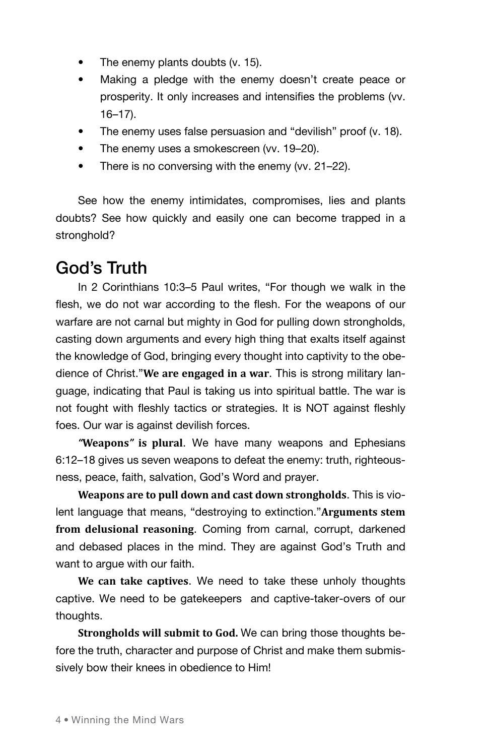- The enemy plants doubts (v. 15).
- Making a pledge with the enemy doesn't create peace or prosperity. It only increases and intensifies the problems (vv. 16–17).
- The enemy uses false persuasion and "devilish" proof (v. 18).
- The enemy uses a smokescreen (vv. 19–20).
- There is no conversing with the enemy (vv. 21–22).

See how the enemy intimidates, compromises, lies and plants doubts? See how quickly and easily one can become trapped in a stronghold?

## God's Truth

In 2 Corinthians 10:3–5 Paul writes, "For though we walk in the flesh, we do not war according to the flesh. For the weapons of our warfare are not carnal but mighty in God for pulling down strongholds, casting down arguments and every high thing that exalts itself against the knowledge of God, bringing every thought into captivity to the obedience of Christ."**We are engaged in a war**. This is strong military language, indicating that Paul is taking us into spiritual battle. The war is not fought with fleshly tactics or strategies. It is NOT against fleshly foes. Our war is against devilish forces.

***"Weapons" is plural***. We have many weapons and Ephesians 6:12–18 gives us seven weapons to defeat the enemy: truth, righteousness, peace, faith, salvation, God's Word and prayer.

**Weapons are to pull down and cast down strongholds**. This is violent language that means, "destroying to extinction."**Arguments stem from delusional reasoning**. Coming from carnal, corrupt, darkened and debased places in the mind. They are against God's Truth and want to argue with our faith.

**We can take captives**. We need to take these unholy thoughts captive. We need to be gatekeepers and captive-taker-overs of our thoughts.

**Strongholds will submit to God.** We can bring those thoughts before the truth, character and purpose of Christ and make them submissively bow their knees in obedience to Him!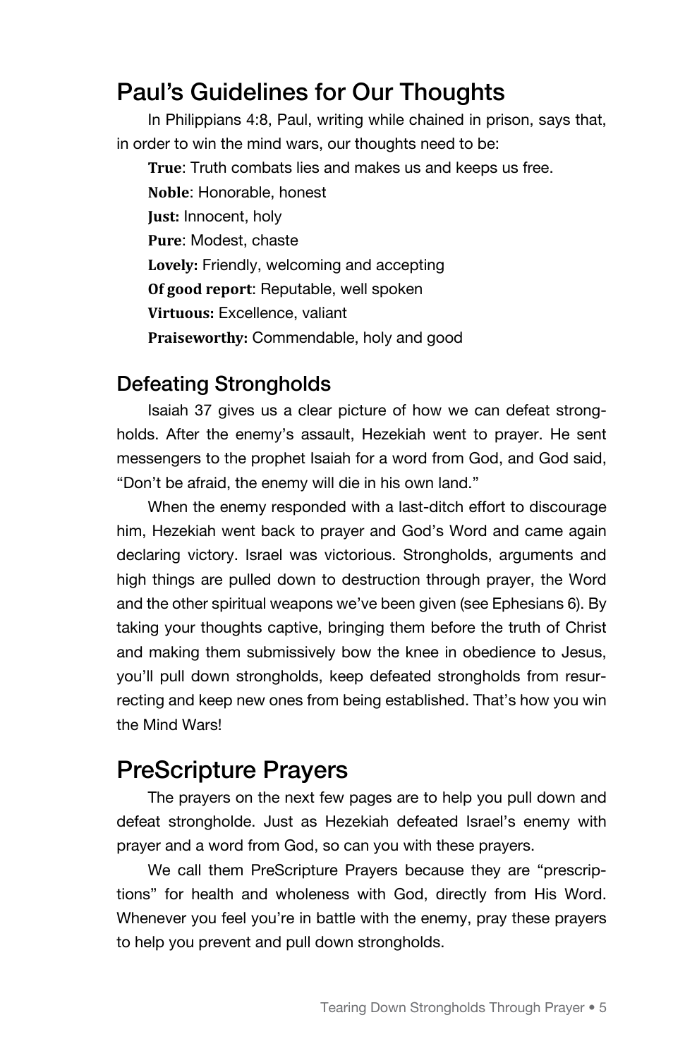## Paul's Guidelines for Our Thoughts

In Philippians 4:8, Paul, writing while chained in prison, says that, in order to win the mind wars, our thoughts need to be:

**True**: Truth combats lies and makes us and keeps us free.

**Noble**: Honorable, honest

**Just:** Innocent, holy

**Pure**: Modest, chaste

**Lovely:** Friendly, welcoming and accepting

**Of good report**: Reputable, well spoken

**Virtuous:** Excellence, valiant

**Praiseworthy:** Commendable, holy and good

### Defeating Strongholds

Isaiah 37 gives us a clear picture of how we can defeat strongholds. After the enemy's assault, Hezekiah went to prayer. He sent messengers to the prophet Isaiah for a word from God, and God said, "Don't be afraid, the enemy will die in his own land."

When the enemy responded with a last-ditch effort to discourage him, Hezekiah went back to prayer and God's Word and came again declaring victory. Israel was victorious. Strongholds, arguments and high things are pulled down to destruction through prayer, the Word and the other spiritual weapons we've been given (see Ephesians 6). By taking your thoughts captive, bringing them before the truth of Christ and making them submissively bow the knee in obedience to Jesus, you'll pull down strongholds, keep defeated strongholds from resurrecting and keep new ones from being established. That's how you win the Mind Wars!

## PreScripture Prayers

The prayers on the next few pages are to help you pull down and defeat strongholde. Just as Hezekiah defeated Israel's enemy with prayer and a word from God, so can you with these prayers.

We call them PreScripture Prayers because they are "prescriptions" for health and wholeness with God, directly from His Word. Whenever you feel you're in battle with the enemy, pray these prayers to help you prevent and pull down strongholds.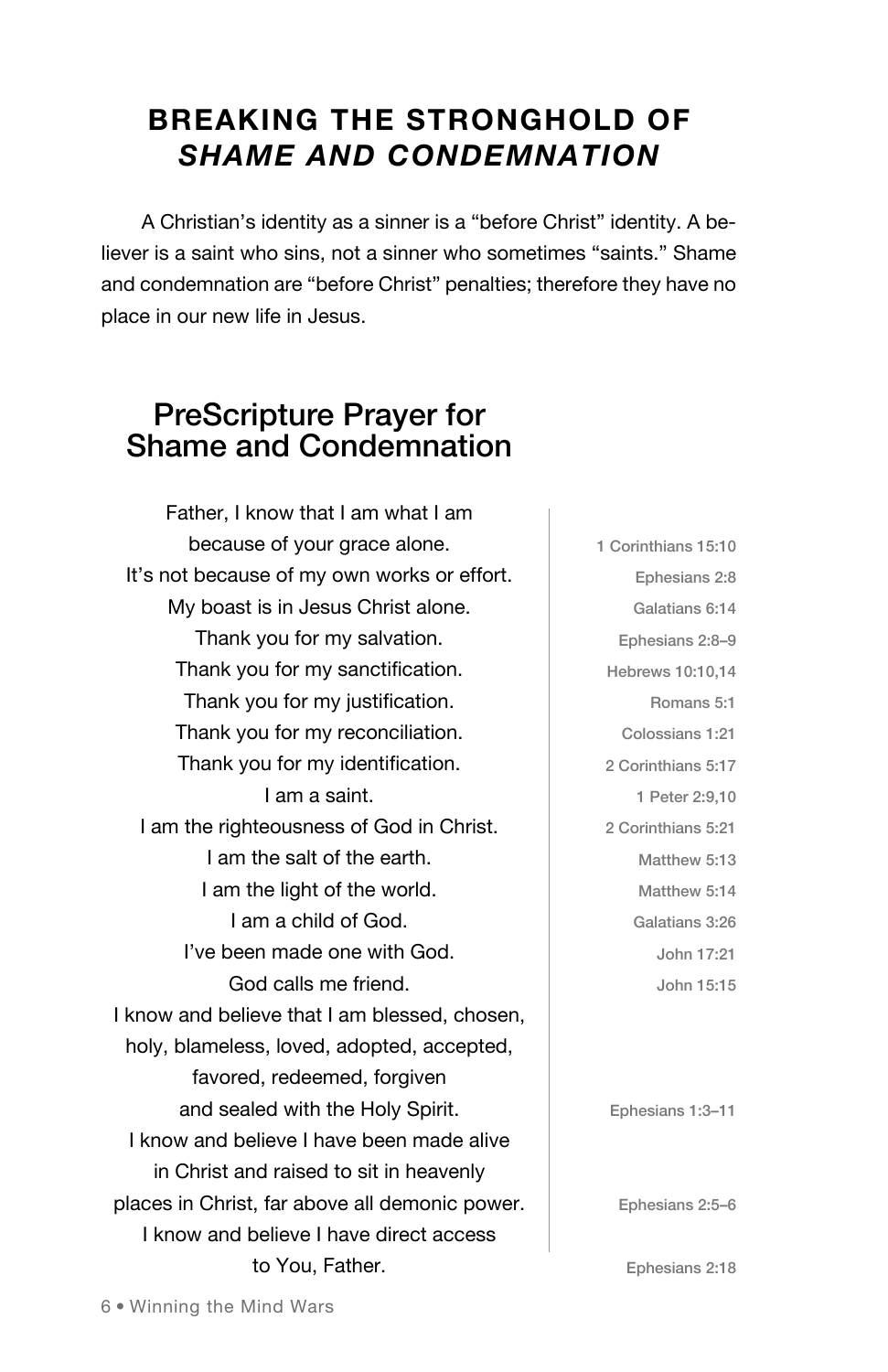## BREAKING THE STRONGHOLD OF *SHAME AND CONDEMNATION*

A Christian's identity as a sinner is a "before Christ" identity. A believer is a saint who sins, not a sinner who sometimes "saints." Shame and condemnation are "before Christ" penalties; therefore they have no place in our new life in Jesus.

## PreScripture Prayer for Shame and Condemnation

| Prayer | Scripture |
|---|---|
| Father, I know that I am what I am because of your grace alone. | 1 Corinthians 15:10 |
| It's not because of my own works or effort. | Ephesians 2:8 |
| My boast is in Jesus Christ alone. | Galatians 6:14 |
| Thank you for my salvation. | Ephesians 2:8–9 |
| Thank you for my sanctification. | Hebrews 10:10,14 |
| Thank you for my justification. | Romans 5:1 |
| Thank you for my reconciliation. | Colossians 1:21 |
| Thank you for my identification. | 2 Corinthians 5:17 |
| I am a saint. | 1 Peter 2:9,10 |
| I am the righteousness of God in Christ. | 2 Corinthians 5:21 |
| I am the salt of the earth. | Matthew 5:13 |
| I am the light of the world. | Matthew 5:14 |
| I am a child of God. | Galatians 3:26 |
| I've been made one with God. | John 17:21 |
| God calls me friend. | John 15:15 |
| I know and believe that I am blessed, chosen, holy, blameless, loved, adopted, accepted, favored, redeemed, forgiven and sealed with the Holy Spirit. | Ephesians 1:3–11 |
| I know and believe I have been made alive in Christ and raised to sit in heavenly places in Christ, far above all demonic power. | Ephesians 2:5–6 |
| I know and believe I have direct access to You, Father. | Ephesians 2:18 |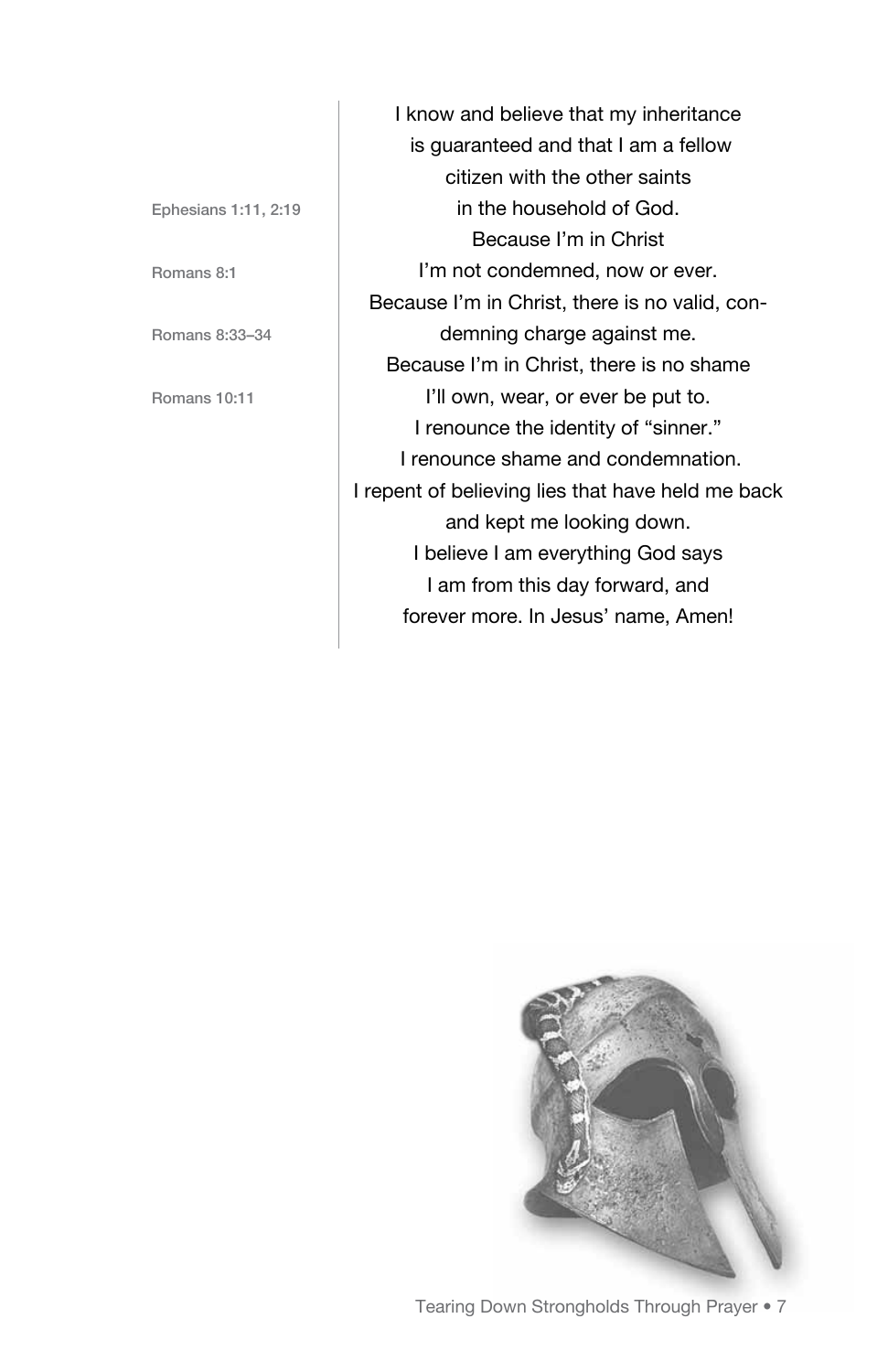I know and believe that my inheritance  
is guaranteed and that I am a fellow  
citizen with the other saints  
in the household of God. *(Ephesians 1:11, 2:19)*  
Because I'm in Christ  
I'm not condemned, now or ever. *(Romans 8:1)*  
Because I'm in Christ, there is no valid, condemning charge against me. *(Romans 8:33–34)*  
Because I'm in Christ, there is no shame  
I'll own, wear, or ever be put to. *(Romans 10:11)*  
I renounce the identity of "sinner."  
I renounce shame and condemnation.  
I repent of believing lies that have held me back  
and kept me looking down.  
I believe I am everything God says  
I am from this day forward, and  
forever more. In Jesus' name, Amen!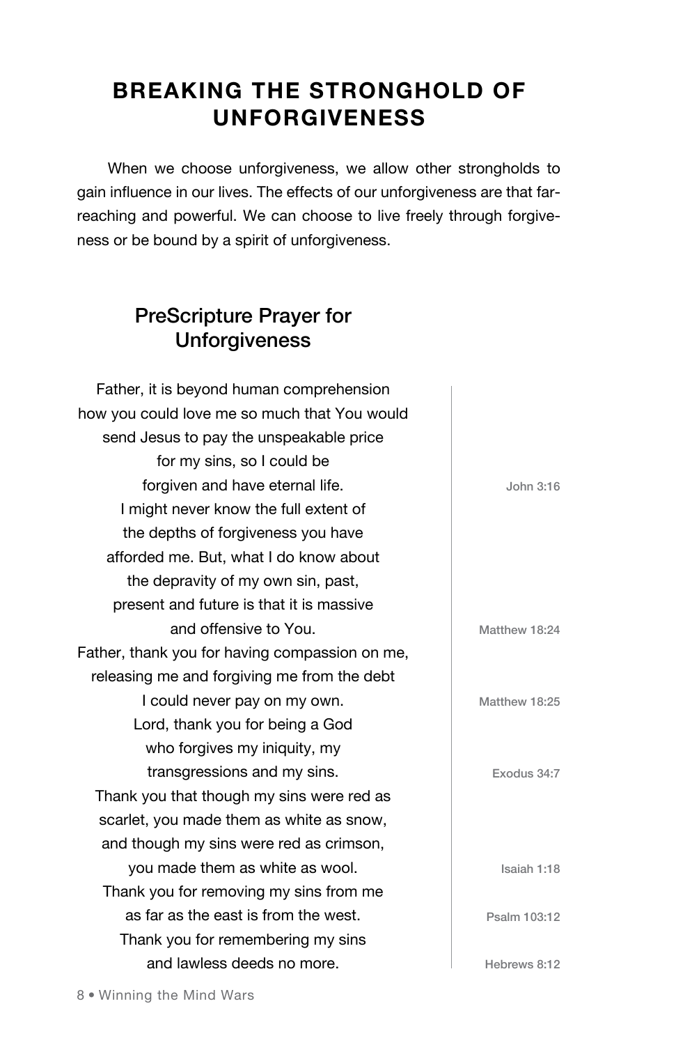# BREAKING THE STRONGHOLD OF UNFORGIVENESS

When we choose unforgiveness, we allow other strongholds to gain influence in our lives. The effects of our unforgiveness are that far-reaching and powerful. We can choose to live freely through forgiveness or be bound by a spirit of unforgiveness.

## PreScripture Prayer for Unforgiveness

Father, it is beyond human comprehension
how you could love me so much that You would
send Jesus to pay the unspeakable price
for my sins, so I could be
forgiven and have eternal life. — John 3:16

I might never know the full extent of
the depths of forgiveness you have
afforded me. But, what I do know about
the depravity of my own sin, past,
present and future is that it is massive
and offensive to You. — Matthew 18:24

Father, thank you for having compassion on me,
releasing me and forgiving me from the debt
I could never pay on my own. — Matthew 18:25

Lord, thank you for being a God
who forgives my iniquity, my
transgressions and my sins. — Exodus 34:7

Thank you that though my sins were red as
scarlet, you made them as white as snow,
and though my sins were red as crimson,
you made them as white as wool. — Isaiah 1:18

Thank you for removing my sins from me
as far as the east is from the west. — Psalm 103:12

Thank you for remembering my sins
and lawless deeds no more. — Hebrews 8:12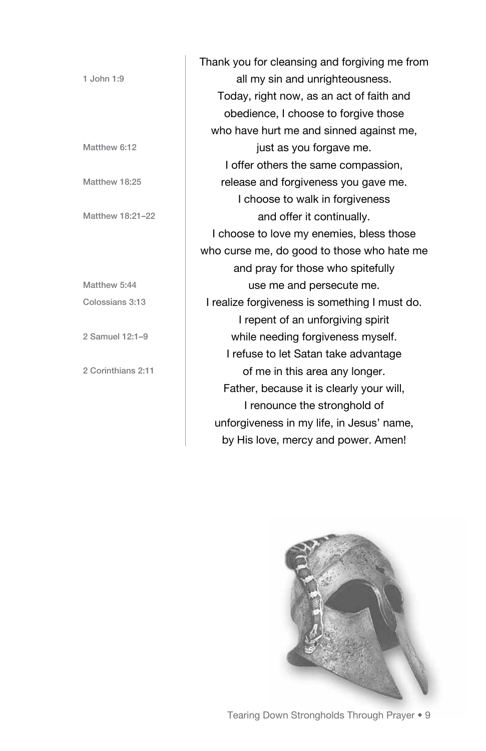Thank you for cleansing and forgiving me from all my sin and unrighteousness.
1 John 1:9

Today, right now, as an act of faith and obedience, I choose to forgive those who have hurt me and sinned against me, just as you forgave me.
Matthew 6:12

I offer others the same compassion, release and forgiveness you gave me.
Matthew 18:25

I choose to walk in forgiveness and offer it continually.
Matthew 18:21–22

I choose to love my enemies, bless those who curse me, do good to those who hate me and pray for those who spitefully use me and persecute me.
Matthew 5:44

I realize forgiveness is something I must do.
Colossians 3:13

I repent of an unforgiving spirit while needing forgiveness myself.
2 Samuel 12:1–9

I refuse to let Satan take advantage of me in this area any longer.
2 Corinthians 2:11

Father, because it is clearly your will, I renounce the stronghold of unforgiveness in my life, in Jesus' name, by His love, mercy and power. Amen!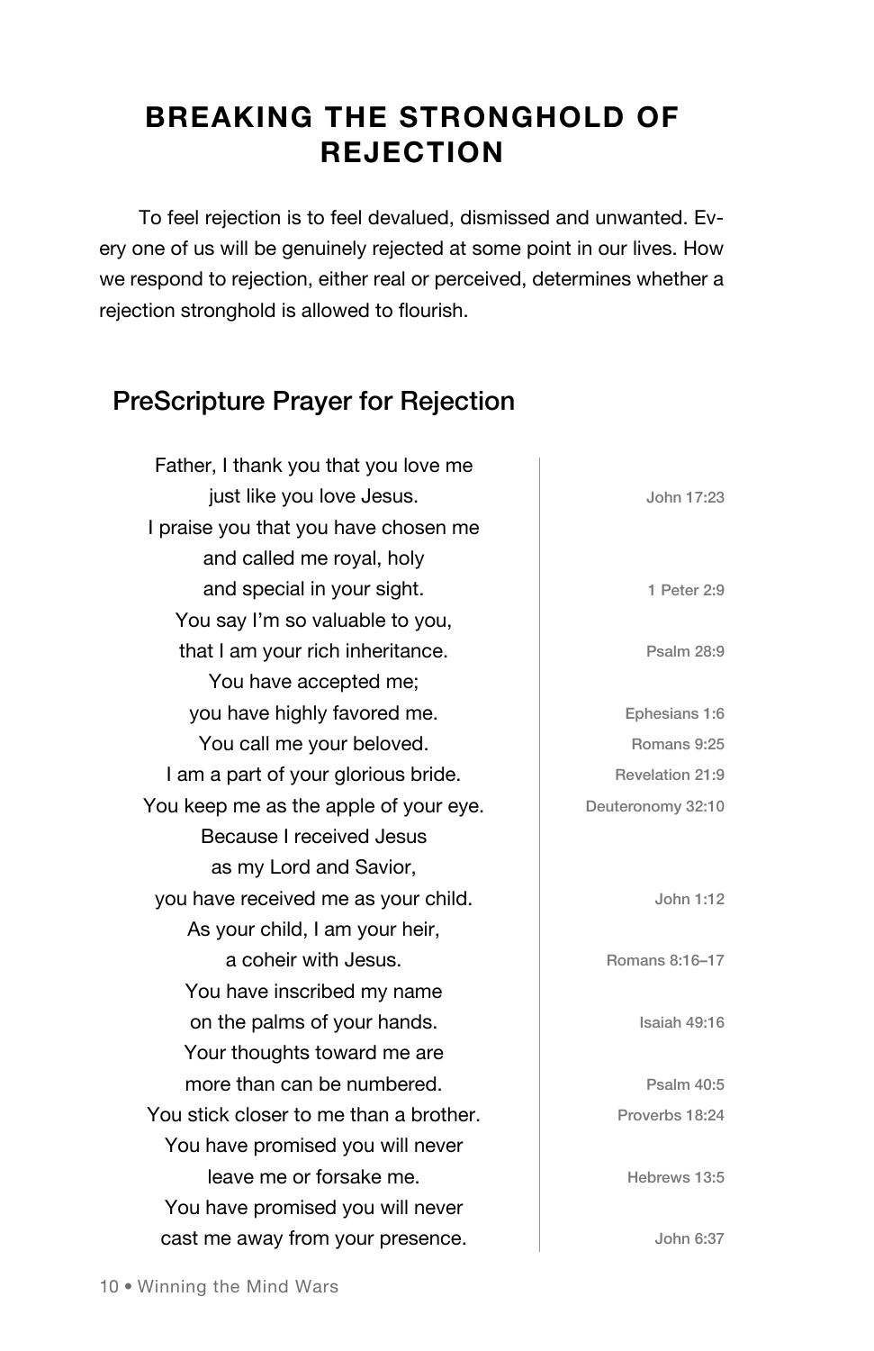# BREAKING THE STRONGHOLD OF REJECTION

To feel rejection is to feel devalued, dismissed and unwanted. Every one of us will be genuinely rejected at some point in our lives. How we respond to rejection, either real or perceived, determines whether a rejection stronghold is allowed to flourish.

## PreScripture Prayer for Rejection

| | |
|---|---|
| Father, I thank you that you love me | |
| just like you love Jesus. | John 17:23 |
| I praise you that you have chosen me | |
| and called me royal, holy | |
| and special in your sight. | 1 Peter 2:9 |
| You say I'm so valuable to you, | |
| that I am your rich inheritance. | Psalm 28:9 |
| You have accepted me; | |
| you have highly favored me. | Ephesians 1:6 |
| You call me your beloved. | Romans 9:25 |
| I am a part of your glorious bride. | Revelation 21:9 |
| You keep me as the apple of your eye. | Deuteronomy 32:10 |
| Because I received Jesus | |
| as my Lord and Savior, | |
| you have received me as your child. | John 1:12 |
| As your child, I am your heir, | |
| a coheir with Jesus. | Romans 8:16–17 |
| You have inscribed my name | |
| on the palms of your hands. | Isaiah 49:16 |
| Your thoughts toward me are | |
| more than can be numbered. | Psalm 40:5 |
| You stick closer to me than a brother. | Proverbs 18:24 |
| You have promised you will never | |
| leave me or forsake me. | Hebrews 13:5 |
| You have promised you will never | |
| cast me away from your presence. | John 6:37 |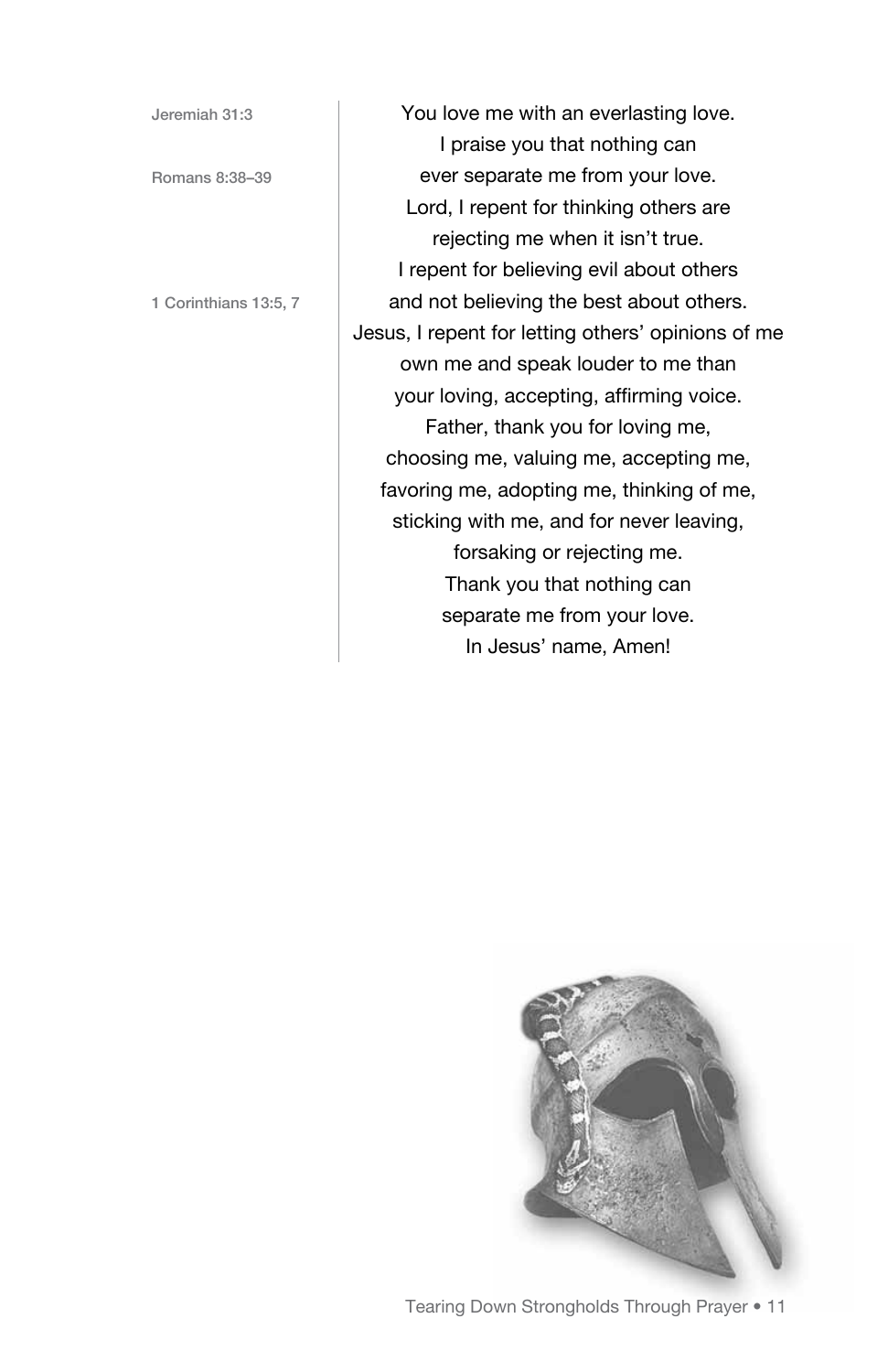Jeremiah 31:3

Romans 8:38–39

1 Corinthians 13:5, 7

You love me with an everlasting love.
I praise you that nothing can
ever separate me from your love.
Lord, I repent for thinking others are
rejecting me when it isn't true.
I repent for believing evil about others
and not believing the best about others.
Jesus, I repent for letting others' opinions of me
own me and speak louder to me than
your loving, accepting, affirming voice.
Father, thank you for loving me,
choosing me, valuing me, accepting me,
favoring me, adopting me, thinking of me,
sticking with me, and for never leaving,
forsaking or rejecting me.
Thank you that nothing can
separate me from your love.
In Jesus' name, Amen!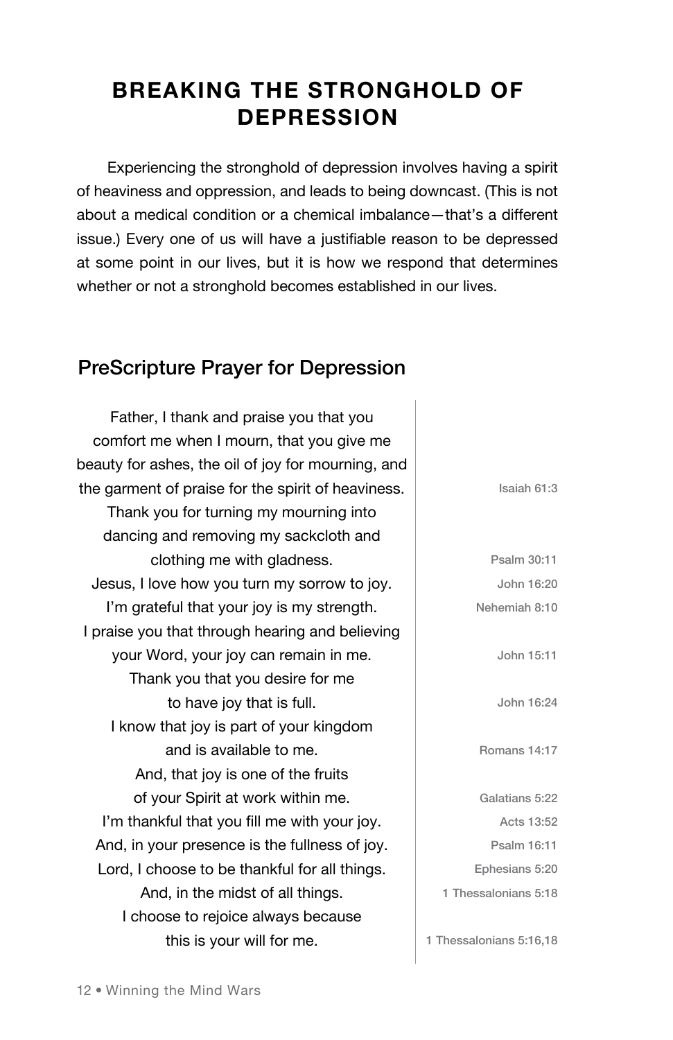# BREAKING THE STRONGHOLD OF DEPRESSION

Experiencing the stronghold of depression involves having a spirit of heaviness and oppression, and leads to being downcast. (This is not about a medical condition or a chemical imbalance—that's a different issue.) Every one of us will have a justifiable reason to be depressed at some point in our lives, but it is how we respond that determines whether or not a stronghold becomes established in our lives.

## PreScripture Prayer for Depression

| | |
|---|---|
| Father, I thank and praise you that you comfort me when I mourn, that you give me beauty for ashes, the oil of joy for mourning, and the garment of praise for the spirit of heaviness. | Isaiah 61:3 |
| Thank you for turning my mourning into dancing and removing my sackcloth and clothing me with gladness. | Psalm 30:11 |
| Jesus, I love how you turn my sorrow to joy. | John 16:20 |
| I'm grateful that your joy is my strength. | Nehemiah 8:10 |
| I praise you that through hearing and believing your Word, your joy can remain in me. | John 15:11 |
| Thank you that you desire for me to have joy that is full. | John 16:24 |
| I know that joy is part of your kingdom and is available to me. | Romans 14:17 |
| And, that joy is one of the fruits of your Spirit at work within me. | Galatians 5:22 |
| I'm thankful that you fill me with your joy. | Acts 13:52 |
| And, in your presence is the fullness of joy. | Psalm 16:11 |
| Lord, I choose to be thankful for all things. | Ephesians 5:20 |
| And, in the midst of all things. | 1 Thessalonians 5:18 |
| I choose to rejoice always because this is your will for me. | 1 Thessalonians 5:16,18 |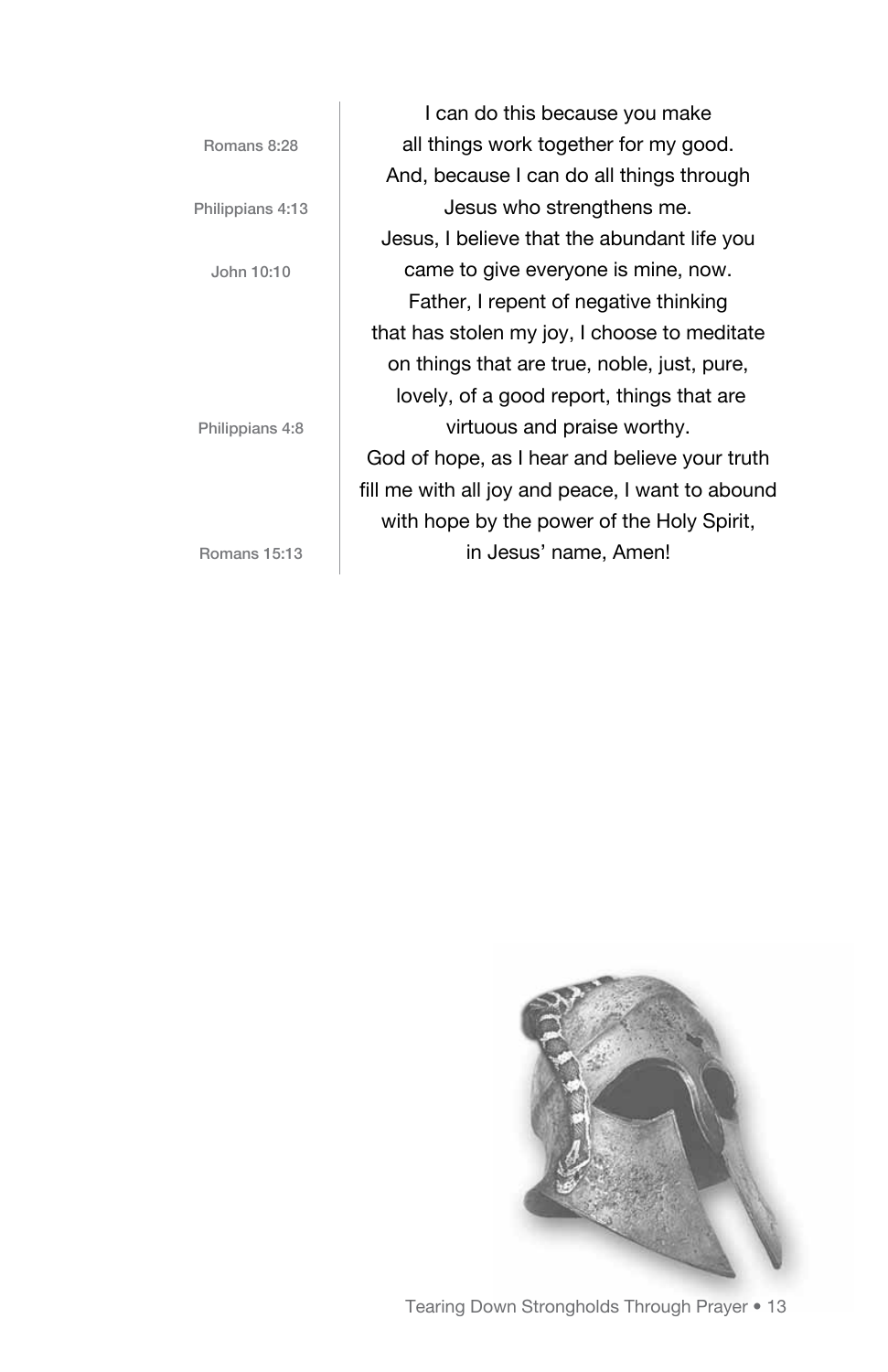I can do this because you make
all things work together for my good. *Romans 8:28*
And, because I can do all things through
Jesus who strengthens me. *Philippians 4:13*
Jesus, I believe that the abundant life you
came to give everyone is mine, now. *John 10:10*
Father, I repent of negative thinking
that has stolen my joy, I choose to meditate
on things that are true, noble, just, pure,
lovely, of a good report, things that are
virtuous and praise worthy. *Philippians 4:8*
God of hope, as I hear and believe your truth
fill me with all joy and peace, I want to abound
with hope by the power of the Holy Spirit,
in Jesus' name, Amen! *Romans 15:13*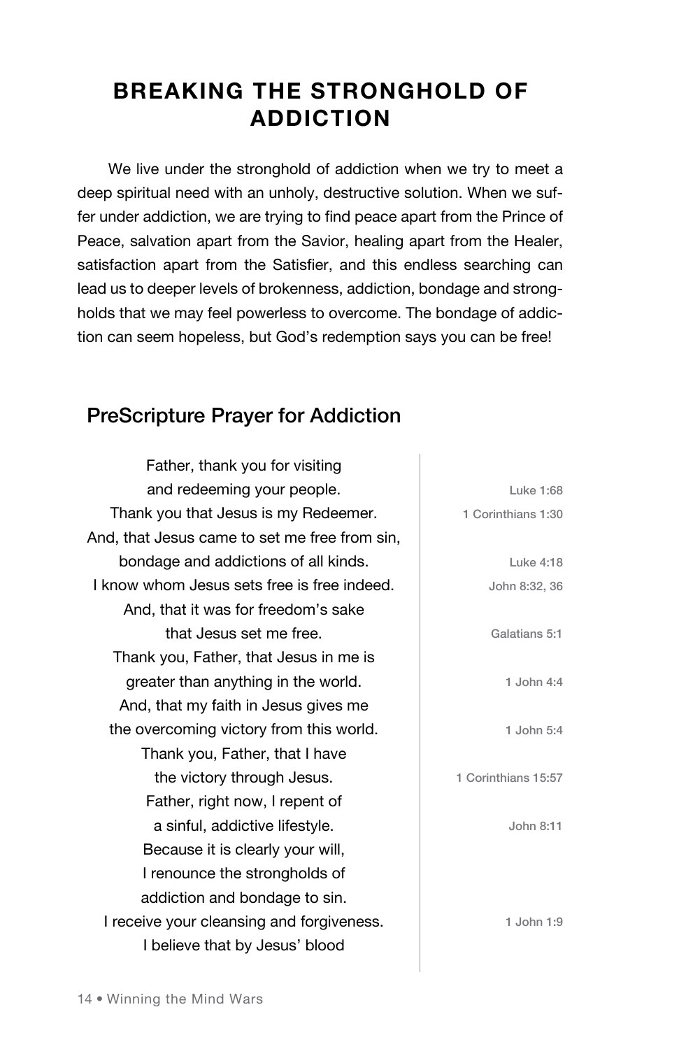# BREAKING THE STRONGHOLD OF ADDICTION

We live under the stronghold of addiction when we try to meet a deep spiritual need with an unholy, destructive solution. When we suffer under addiction, we are trying to find peace apart from the Prince of Peace, salvation apart from the Savior, healing apart from the Healer, satisfaction apart from the Satisfier, and this endless searching can lead us to deeper levels of brokenness, addiction, bondage and strongholds that we may feel powerless to overcome. The bondage of addiction can seem hopeless, but God's redemption says you can be free!

## PreScripture Prayer for Addiction

| Prayer | Scripture |
|---|---|
| Father, thank you for visiting | |
| and redeeming your people. | Luke 1:68 |
| Thank you that Jesus is my Redeemer. | 1 Corinthians 1:30 |
| And, that Jesus came to set me free from sin, | |
| bondage and addictions of all kinds. | Luke 4:18 |
| I know whom Jesus sets free is free indeed. | John 8:32, 36 |
| And, that it was for freedom's sake | |
| that Jesus set me free. | Galatians 5:1 |
| Thank you, Father, that Jesus in me is | |
| greater than anything in the world. | 1 John 4:4 |
| And, that my faith in Jesus gives me | |
| the overcoming victory from this world. | 1 John 5:4 |
| Thank you, Father, that I have | |
| the victory through Jesus. | 1 Corinthians 15:57 |
| Father, right now, I repent of | |
| a sinful, addictive lifestyle. | John 8:11 |
| Because it is clearly your will, | |
| I renounce the strongholds of | |
| addiction and bondage to sin. | |
| I receive your cleansing and forgiveness. | 1 John 1:9 |
| I believe that by Jesus' blood | |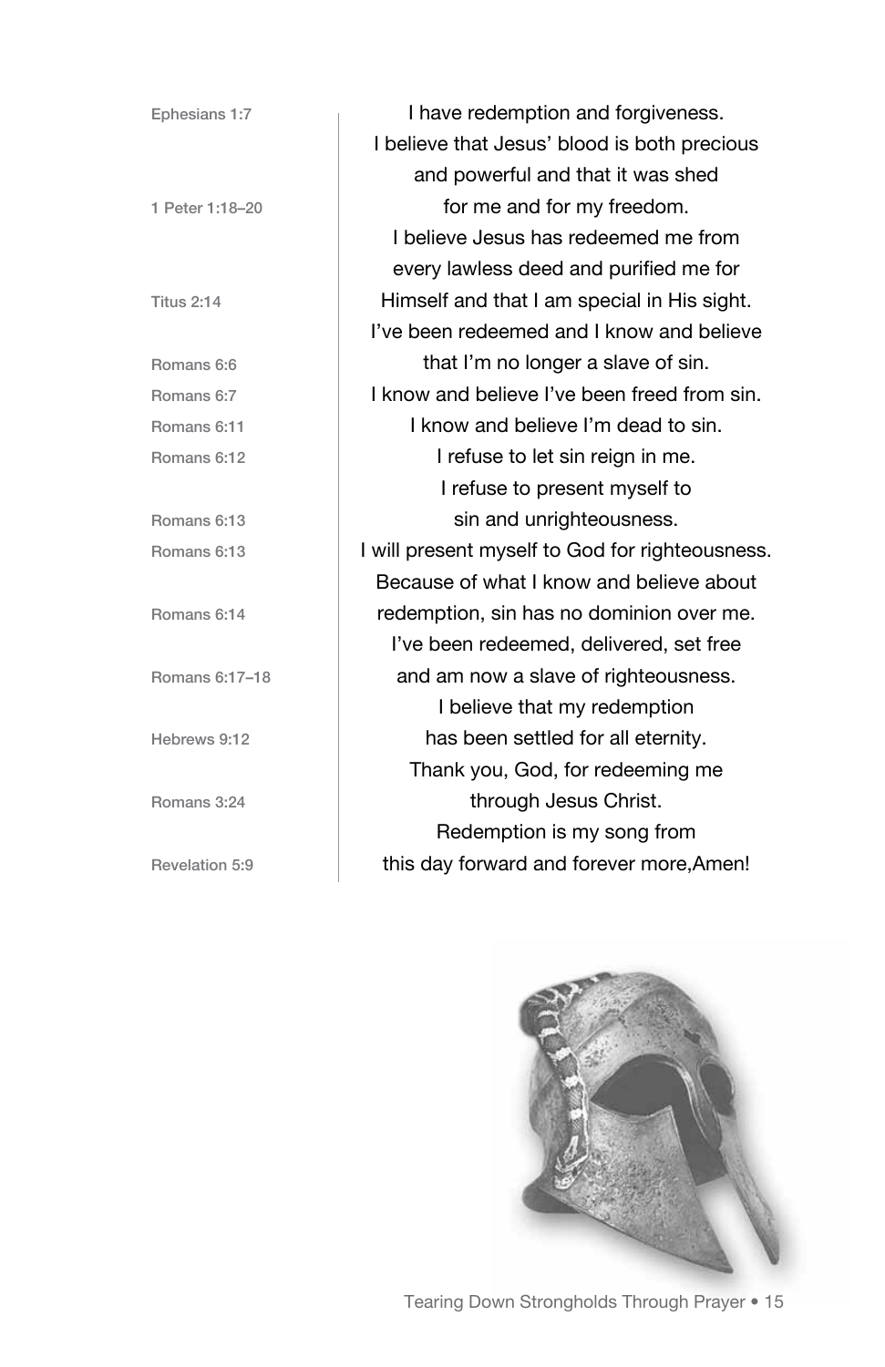| | |
|---|---|
| Ephesians 1:7 | I have redemption and forgiveness. |
| | I believe that Jesus' blood is both precious |
| | and powerful and that it was shed |
| 1 Peter 1:18–20 | for me and for my freedom. |
| | I believe Jesus has redeemed me from |
| | every lawless deed and purified me for |
| Titus 2:14 | Himself and that I am special in His sight. |
| | I've been redeemed and I know and believe |
| Romans 6:6 | that I'm no longer a slave of sin. |
| Romans 6:7 | I know and believe I've been freed from sin. |
| Romans 6:11 | I know and believe I'm dead to sin. |
| Romans 6:12 | I refuse to let sin reign in me. |
| | I refuse to present myself to |
| Romans 6:13 | sin and unrighteousness. |
| Romans 6:13 | I will present myself to God for righteousness. |
| | Because of what I know and believe about |
| Romans 6:14 | redemption, sin has no dominion over me. |
| | I've been redeemed, delivered, set free |
| Romans 6:17–18 | and am now a slave of righteousness. |
| | I believe that my redemption |
| Hebrews 9:12 | has been settled for all eternity. |
| | Thank you, God, for redeeming me |
| Romans 3:24 | through Jesus Christ. |
| | Redemption is my song from |
| Revelation 5:9 | this day forward and forever more,Amen! |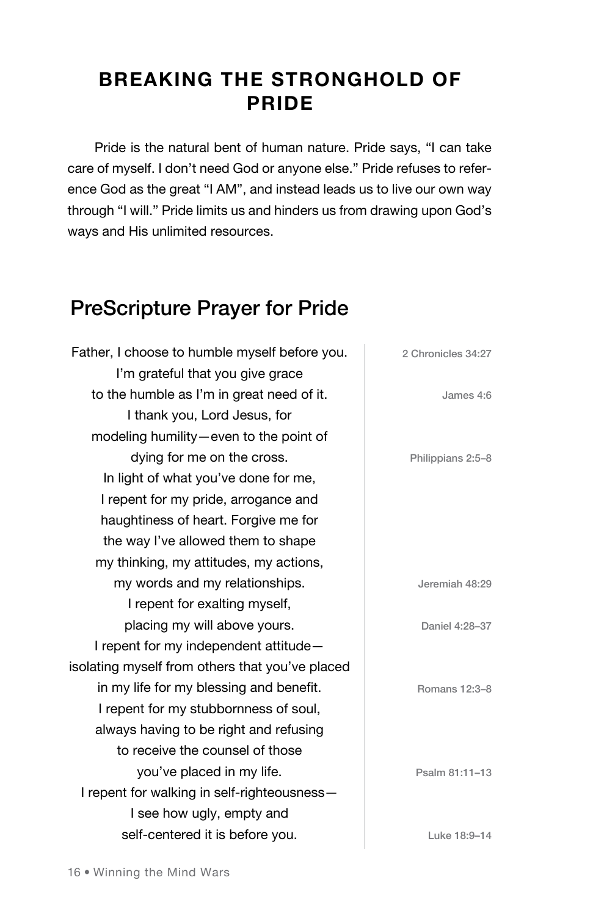## BREAKING THE STRONGHOLD OF PRIDE

Pride is the natural bent of human nature. Pride says, "I can take care of myself. I don't need God or anyone else." Pride refuses to reference God as the great "I AM", and instead leads us to live our own way through "I will." Pride limits us and hinders us from drawing upon God's ways and His unlimited resources.

## PreScripture Prayer for Pride

| | |
|---|---|
| Father, I choose to humble myself before you. | 2 Chronicles 34:27 |
| I'm grateful that you give grace | |
| to the humble as I'm in great need of it. | James 4:6 |
| I thank you, Lord Jesus, for | |
| modeling humility—even to the point of | |
| dying for me on the cross. | Philippians 2:5–8 |
| In light of what you've done for me, | |
| I repent for my pride, arrogance and | |
| haughtiness of heart. Forgive me for | |
| the way I've allowed them to shape | |
| my thinking, my attitudes, my actions, | |
| my words and my relationships. | Jeremiah 48:29 |
| I repent for exalting myself, | |
| placing my will above yours. | Daniel 4:28–37 |
| I repent for my independent attitude— | |
| isolating myself from others that you've placed | |
| in my life for my blessing and benefit. | Romans 12:3–8 |
| I repent for my stubbornness of soul, | |
| always having to be right and refusing | |
| to receive the counsel of those | |
| you've placed in my life. | Psalm 81:11–13 |
| I repent for walking in self-righteousness— | |
| I see how ugly, empty and | |
| self-centered it is before you. | Luke 18:9–14 |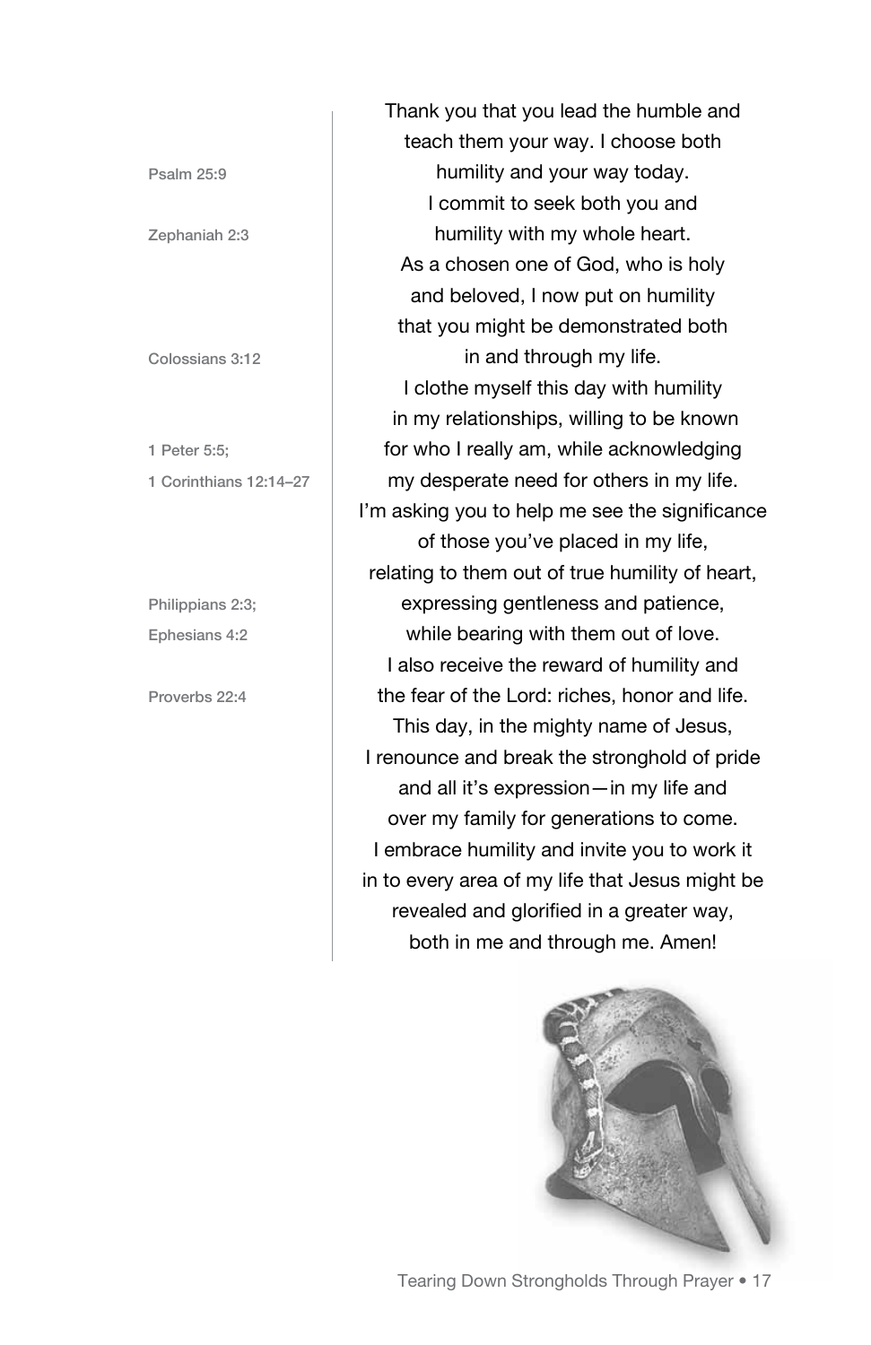Psalm 25:9

Zephaniah 2:3

Colossians 3:12

1 Peter 5:5;
1 Corinthians 12:14–27

Philippians 2:3;
Ephesians 4:2

Proverbs 22:4

Thank you that you lead the humble and
teach them your way. I choose both
humility and your way today.
I commit to seek both you and
humility with my whole heart.
As a chosen one of God, who is holy
and beloved, I now put on humility
that you might be demonstrated both
in and through my life.
I clothe myself this day with humility
in my relationships, willing to be known
for who I really am, while acknowledging
my desperate need for others in my life.
I'm asking you to help me see the significance
of those you've placed in my life,
relating to them out of true humility of heart,
expressing gentleness and patience,
while bearing with them out of love.
I also receive the reward of humility and
the fear of the Lord: riches, honor and life.
This day, in the mighty name of Jesus,
I renounce and break the stronghold of pride
and all it's expression—in my life and
over my family for generations to come.
I embrace humility and invite you to work it
in to every area of my life that Jesus might be
revealed and glorified in a greater way,
both in me and through me. Amen!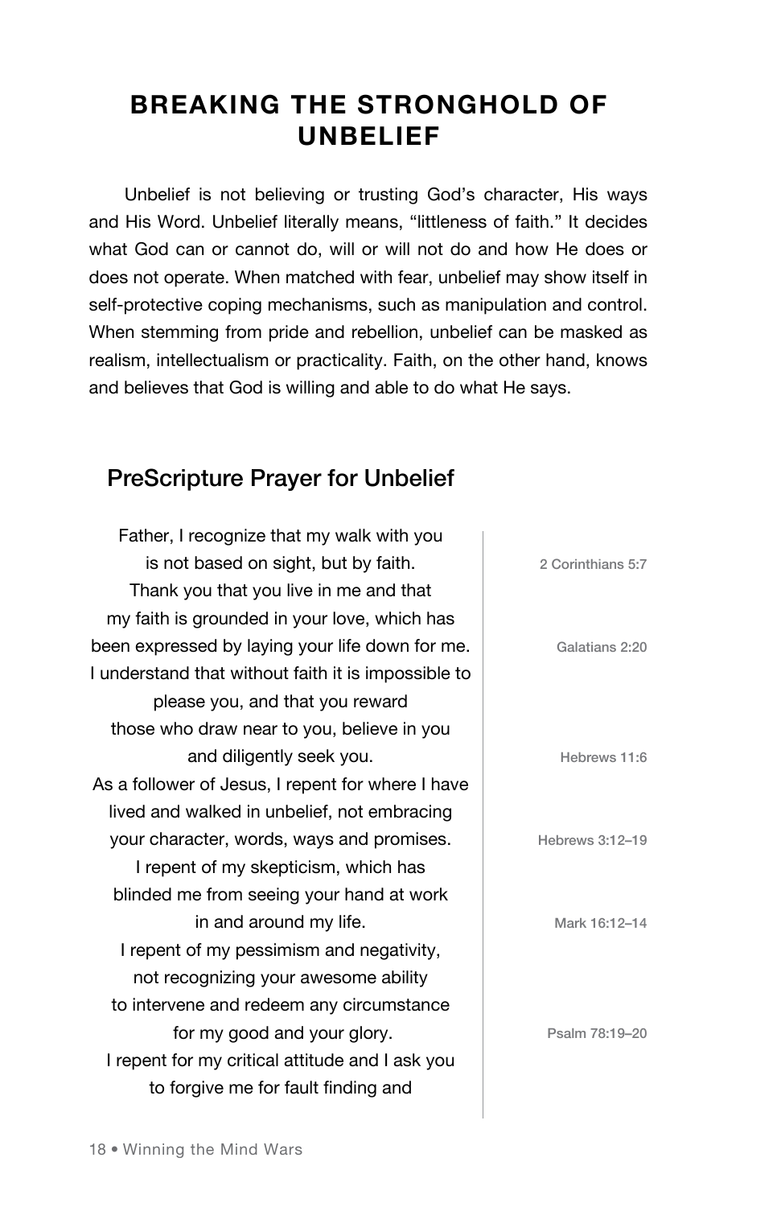## BREAKING THE STRONGHOLD OF UNBELIEF

Unbelief is not believing or trusting God's character, His ways and His Word. Unbelief literally means, "littleness of faith." It decides what God can or cannot do, will or will not do and how He does or does not operate. When matched with fear, unbelief may show itself in self-protective coping mechanisms, such as manipulation and control. When stemming from pride and rebellion, unbelief can be masked as realism, intellectualism or practicality. Faith, on the other hand, knows and believes that God is willing and able to do what He says.

### PreScripture Prayer for Unbelief

Father, I recognize that my walk with you
is not based on sight, but by faith. — 2 Corinthians 5:7
Thank you that you live in me and that
my faith is grounded in your love, which has
been expressed by laying your life down for me. — Galatians 2:20
I understand that without faith it is impossible to
please you, and that you reward
those who draw near to you, believe in you
and diligently seek you. — Hebrews 11:6
As a follower of Jesus, I repent for where I have
lived and walked in unbelief, not embracing
your character, words, ways and promises. — Hebrews 3:12–19
I repent of my skepticism, which has
blinded me from seeing your hand at work
in and around my life. — Mark 16:12–14
I repent of my pessimism and negativity,
not recognizing your awesome ability
to intervene and redeem any circumstance
for my good and your glory. — Psalm 78:19–20
I repent for my critical attitude and I ask you
to forgive me for fault finding and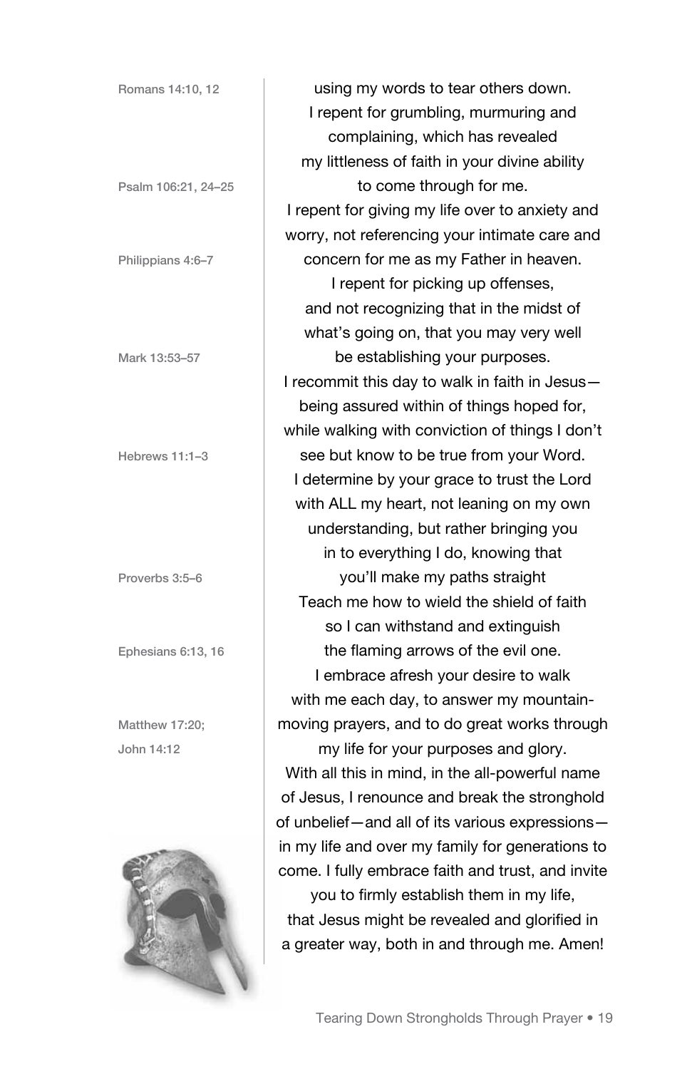using my words to tear others down.
I repent for grumbling, murmuring and
complaining, which has revealed
my littleness of faith in your divine ability
to come through for me.
I repent for giving my life over to anxiety and
worry, not referencing your intimate care and
concern for me as my Father in heaven.
I repent for picking up offenses,
and not recognizing that in the midst of
what's going on, that you may very well
be establishing your purposes.
I recommit this day to walk in faith in Jesus—
being assured within of things hoped for,
while walking with conviction of things I don't
see but know to be true from your Word.
I determine by your grace to trust the Lord
with ALL my heart, not leaning on my own
understanding, but rather bringing you
in to everything I do, knowing that
you'll make my paths straight
Teach me how to wield the shield of faith
so I can withstand and extinguish
the flaming arrows of the evil one.
I embrace afresh your desire to walk
with me each day, to answer my mountain-
moving prayers, and to do great works through
my life for your purposes and glory.
With all this in mind, in the all-powerful name
of Jesus, I renounce and break the stronghold
of unbelief—and all of its various expressions—
in my life and over my family for generations to
come. I fully embrace faith and trust, and invite
you to firmly establish them in my life,
that Jesus might be revealed and glorified in
a greater way, both in and through me. Amen!

Romans 14:10, 12

Psalm 106:21, 24–25

Philippians 4:6–7

Mark 13:53–57

Hebrews 11:1–3

Proverbs 3:5–6

Ephesians 6:13, 16

Matthew 17:20;
John 14:12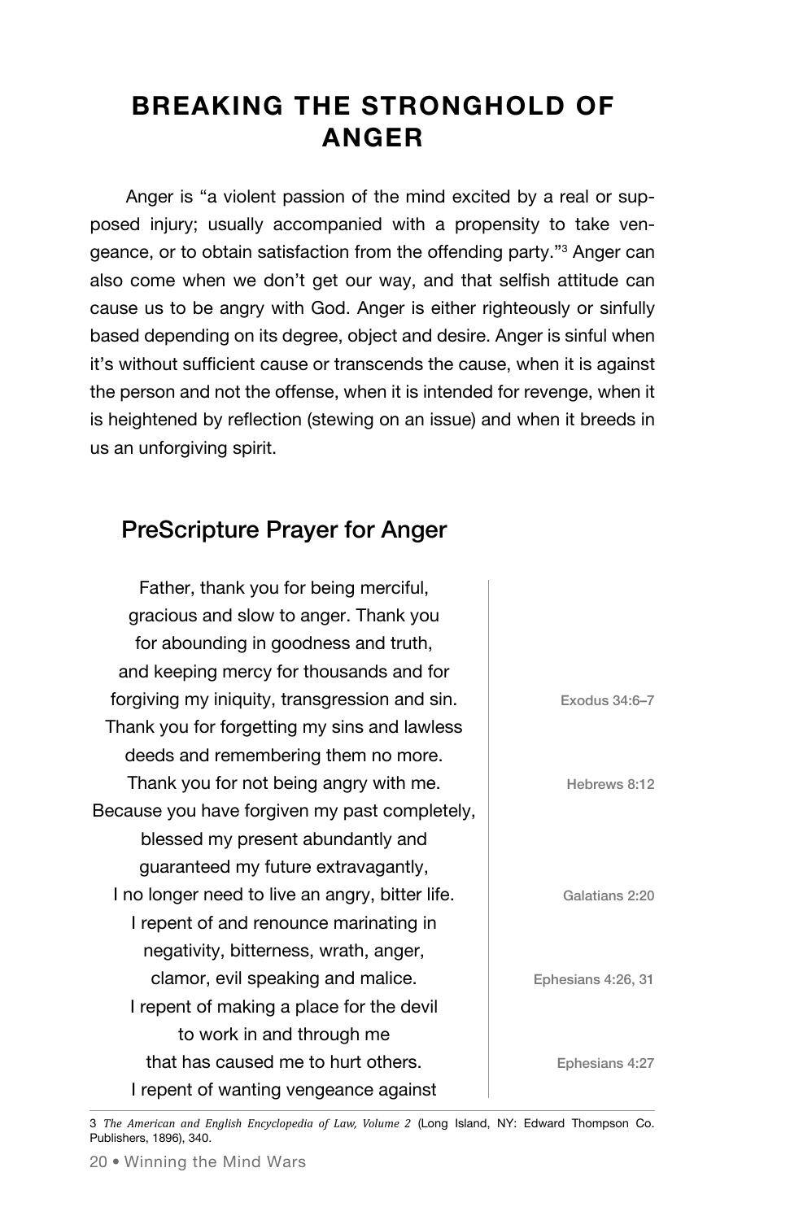# BREAKING THE STRONGHOLD OF ANGER

Anger is "a violent passion of the mind excited by a real or supposed injury; usually accompanied with a propensity to take vengeance, or to obtain satisfaction from the offending party."[3] Anger can also come when we don't get our way, and that selfish attitude can cause us to be angry with God. Anger is either righteously or sinfully based depending on its degree, object and desire. Anger is sinful when it's without sufficient cause or transcends the cause, when it is against the person and not the offense, when it is intended for revenge, when it is heightened by reflection (stewing on an issue) and when it breeds in us an unforgiving spirit.

## PreScripture Prayer for Anger

Father, thank you for being merciful,
gracious and slow to anger. Thank you
for abounding in goodness and truth,
and keeping mercy for thousands and for
forgiving my iniquity, transgression and sin. — Exodus 34:6–7
Thank you for forgetting my sins and lawless
deeds and remembering them no more. — Hebrews 8:12
Thank you for not being angry with me.
Because you have forgiven my past completely,
blessed my present abundantly and
guaranteed my future extravagantly,
I no longer need to live an angry, bitter life. — Galatians 2:20
I repent of and renounce marinating in
negativity, bitterness, wrath, anger,
clamor, evil speaking and malice. — Ephesians 4:26, 31
I repent of making a place for the devil
to work in and through me
that has caused me to hurt others. — Ephesians 4:27
I repent of wanting vengeance against

---

3 *The American and English Encyclopedia of Law, Volume 2* (Long Island, NY: Edward Thompson Co. Publishers, 1896), 340.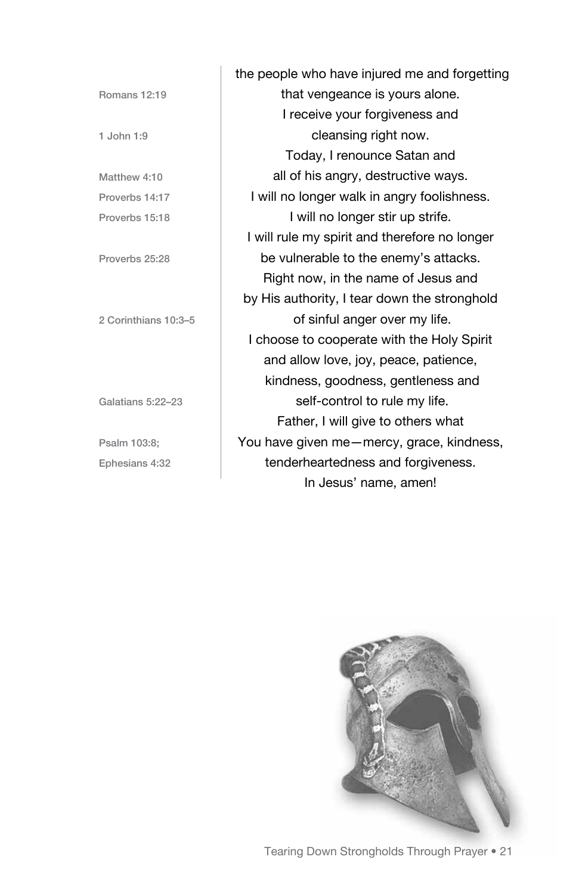the people who have injured me and forgetting
that vengeance is yours alone. (Romans 12:19)
I receive your forgiveness and
cleansing right now. (1 John 1:9)
Today, I renounce Satan and
all of his angry, destructive ways. (Matthew 4:10)
I will no longer walk in angry foolishness. (Proverbs 14:17)
I will no longer stir up strife. (Proverbs 15:18)
I will rule my spirit and therefore no longer
be vulnerable to the enemy's attacks. (Proverbs 25:28)
Right now, in the name of Jesus and
by His authority, I tear down the stronghold
of sinful anger over my life. (2 Corinthians 10:3–5)
I choose to cooperate with the Holy Spirit
and allow love, joy, peace, patience,
kindness, goodness, gentleness and
self-control to rule my life. (Galatians 5:22–23)
Father, I will give to others what
You have given me—mercy, grace, kindness, (Psalm 103:8;)
tenderheartedness and forgiveness. (Ephesians 4:32)
In Jesus' name, amen!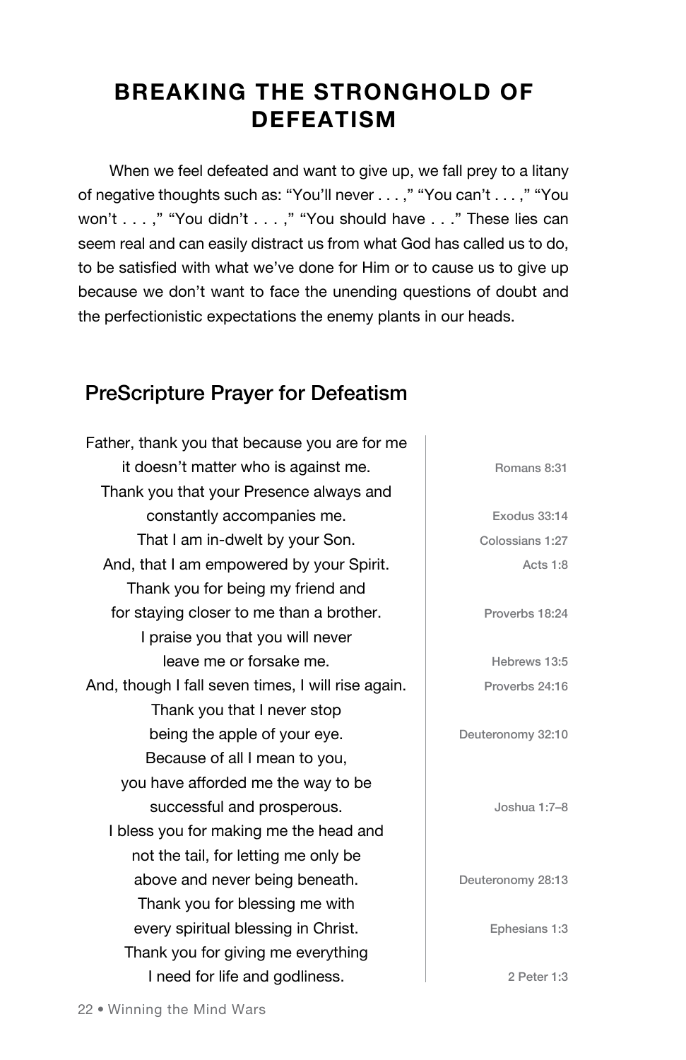# BREAKING THE STRONGHOLD OF DEFEATISM

When we feel defeated and want to give up, we fall prey to a litany of negative thoughts such as: "You'll never . . . ," "You can't . . . ," "You won't . . . ," "You didn't . . . ," "You should have . . ." These lies can seem real and can easily distract us from what God has called us to do, to be satisfied with what we've done for Him or to cause us to give up because we don't want to face the unending questions of doubt and the perfectionistic expectations the enemy plants in our heads.

## PreScripture Prayer for Defeatism

| Prayer | Scripture |
|---|---|
| Father, thank you that because you are for me it doesn't matter who is against me. | Romans 8:31 |
| Thank you that your Presence always and constantly accompanies me. | Exodus 33:14 |
| That I am in-dwelt by your Son. | Colossians 1:27 |
| And, that I am empowered by your Spirit. | Acts 1:8 |
| Thank you for being my friend and for staying closer to me than a brother. | Proverbs 18:24 |
| I praise you that you will never leave me or forsake me. | Hebrews 13:5 |
| And, though I fall seven times, I will rise again. | Proverbs 24:16 |
| Thank you that I never stop being the apple of your eye. | Deuteronomy 32:10 |
| Because of all I mean to you, you have afforded me the way to be successful and prosperous. | Joshua 1:7–8 |
| I bless you for making me the head and not the tail, for letting me only be above and never being beneath. | Deuteronomy 28:13 |
| Thank you for blessing me with every spiritual blessing in Christ. | Ephesians 1:3 |
| Thank you for giving me everything I need for life and godliness. | 2 Peter 1:3 |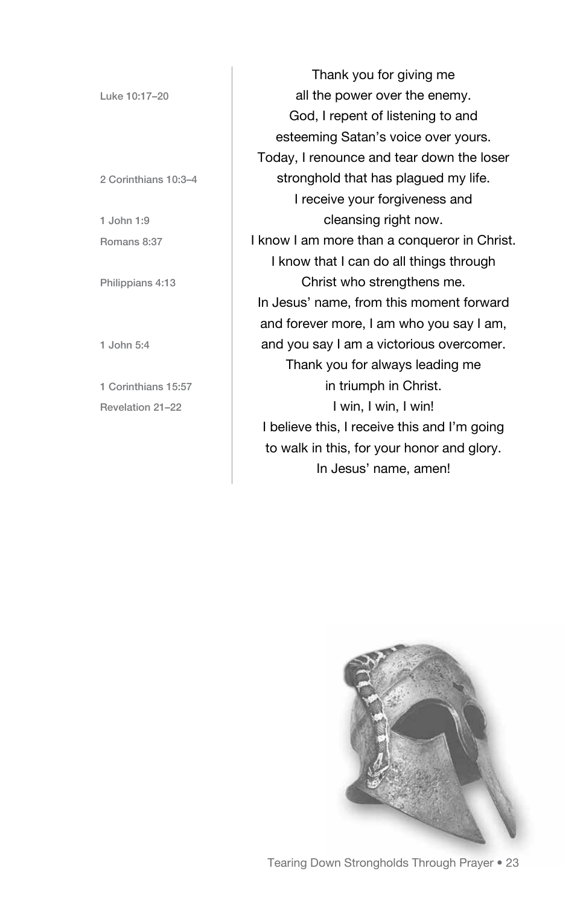Luke 10:17–20 — Thank you for giving me all the power over the enemy.

God, I repent of listening to and esteeming Satan's voice over yours.

2 Corinthians 10:3–4 — Today, I renounce and tear down the loser stronghold that has plagued my life.

1 John 1:9 — I receive your forgiveness and cleansing right now.

Romans 8:37 — I know I am more than a conqueror in Christ.

Philippians 4:13 — I know that I can do all things through Christ who strengthens me.

1 John 5:4 — In Jesus' name, from this moment forward and forever more, I am who you say I am, and you say I am a victorious overcomer.

1 Corinthians 15:57 — Thank you for always leading me in triumph in Christ.

Revelation 21–22 — I win, I win, I win!

I believe this, I receive this and I'm going to walk in this, for your honor and glory.

In Jesus' name, amen!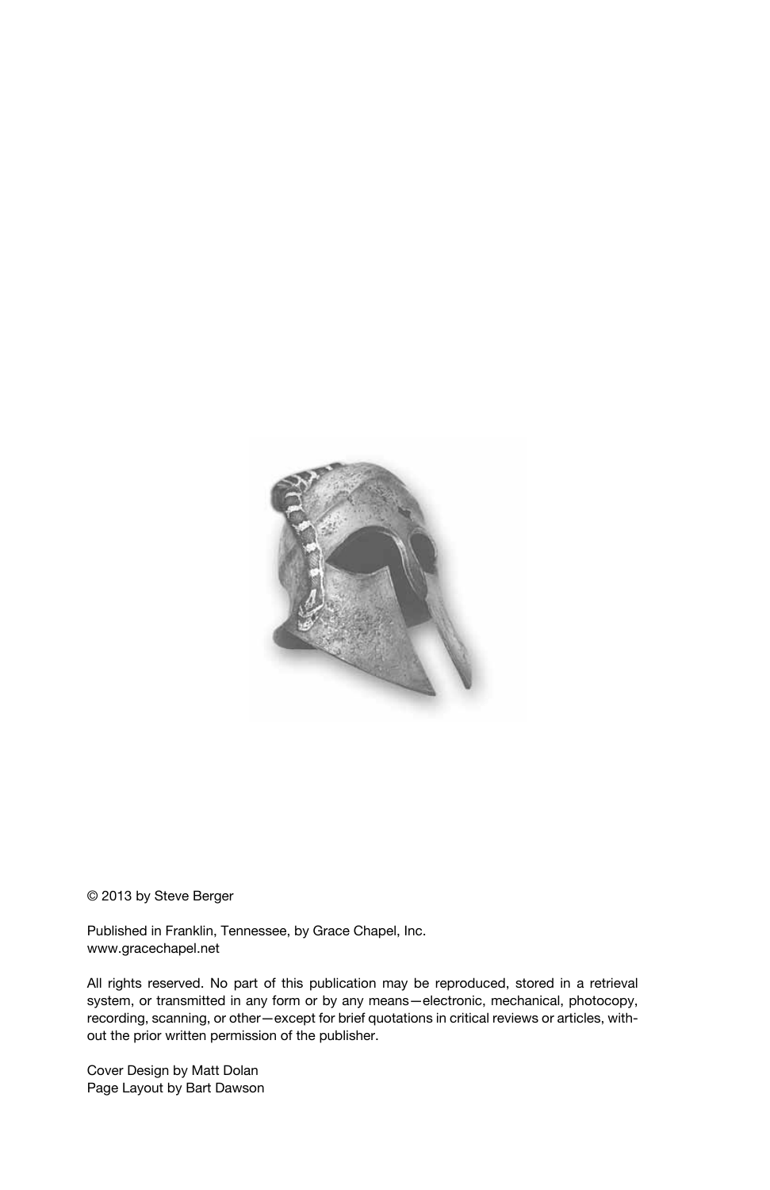© 2013 by Steve Berger

Published in Franklin, Tennessee, by Grace Chapel, Inc.
www.gracechapel.net

All rights reserved. No part of this publication may be reproduced, stored in a retrieval system, or transmitted in any form or by any means—electronic, mechanical, photocopy, recording, scanning, or other—except for brief quotations in critical reviews or articles, without the prior written permission of the publisher.

Cover Design by Matt Dolan
Page Layout by Bart Dawson